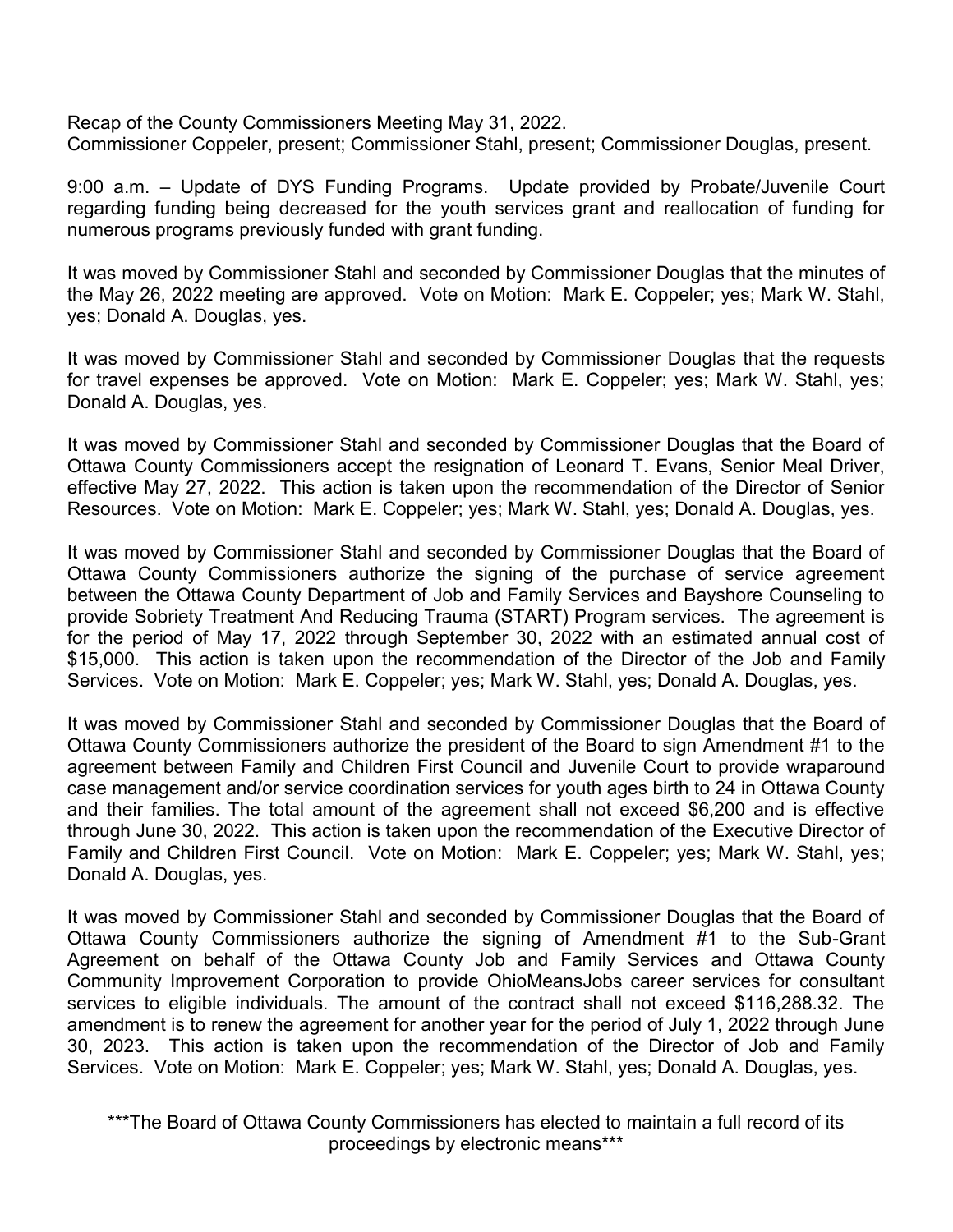Recap of the County Commissioners Meeting May 31, 2022.
Commissioner Coppeler, present; Commissioner Stahl, present; Commissioner Douglas, present.

9:00 a.m. – Update of DYS Funding Programs. Update provided by Probate/Juvenile Court regarding funding being decreased for the youth services grant and reallocation of funding for numerous programs previously funded with grant funding.

It was moved by Commissioner Stahl and seconded by Commissioner Douglas that the minutes of the May 26, 2022 meeting are approved. Vote on Motion: Mark E. Coppeler; yes; Mark W. Stahl, yes; Donald A. Douglas, yes.

It was moved by Commissioner Stahl and seconded by Commissioner Douglas that the requests for travel expenses be approved. Vote on Motion: Mark E. Coppeler; yes; Mark W. Stahl, yes; Donald A. Douglas, yes.

It was moved by Commissioner Stahl and seconded by Commissioner Douglas that the Board of Ottawa County Commissioners accept the resignation of Leonard T. Evans, Senior Meal Driver, effective May 27, 2022. This action is taken upon the recommendation of the Director of Senior Resources. Vote on Motion: Mark E. Coppeler; yes; Mark W. Stahl, yes; Donald A. Douglas, yes.

It was moved by Commissioner Stahl and seconded by Commissioner Douglas that the Board of Ottawa County Commissioners authorize the signing of the purchase of service agreement between the Ottawa County Department of Job and Family Services and Bayshore Counseling to provide Sobriety Treatment And Reducing Trauma (START) Program services. The agreement is for the period of May 17, 2022 through September 30, 2022 with an estimated annual cost of $15,000. This action is taken upon the recommendation of the Director of the Job and Family Services. Vote on Motion: Mark E. Coppeler; yes; Mark W. Stahl, yes; Donald A. Douglas, yes.

It was moved by Commissioner Stahl and seconded by Commissioner Douglas that the Board of Ottawa County Commissioners authorize the president of the Board to sign Amendment #1 to the agreement between Family and Children First Council and Juvenile Court to provide wraparound case management and/or service coordination services for youth ages birth to 24 in Ottawa County and their families. The total amount of the agreement shall not exceed $6,200 and is effective through June 30, 2022. This action is taken upon the recommendation of the Executive Director of Family and Children First Council. Vote on Motion: Mark E. Coppeler; yes; Mark W. Stahl, yes; Donald A. Douglas, yes.

It was moved by Commissioner Stahl and seconded by Commissioner Douglas that the Board of Ottawa County Commissioners authorize the signing of Amendment #1 to the Sub-Grant Agreement on behalf of the Ottawa County Job and Family Services and Ottawa County Community Improvement Corporation to provide OhioMeansJobs career services for consultant services to eligible individuals. The amount of the contract shall not exceed $116,288.32. The amendment is to renew the agreement for another year for the period of July 1, 2022 through June 30, 2023. This action is taken upon the recommendation of the Director of Job and Family Services. Vote on Motion: Mark E. Coppeler; yes; Mark W. Stahl, yes; Donald A. Douglas, yes.

***The Board of Ottawa County Commissioners has elected to maintain a full record of its proceedings by electronic means***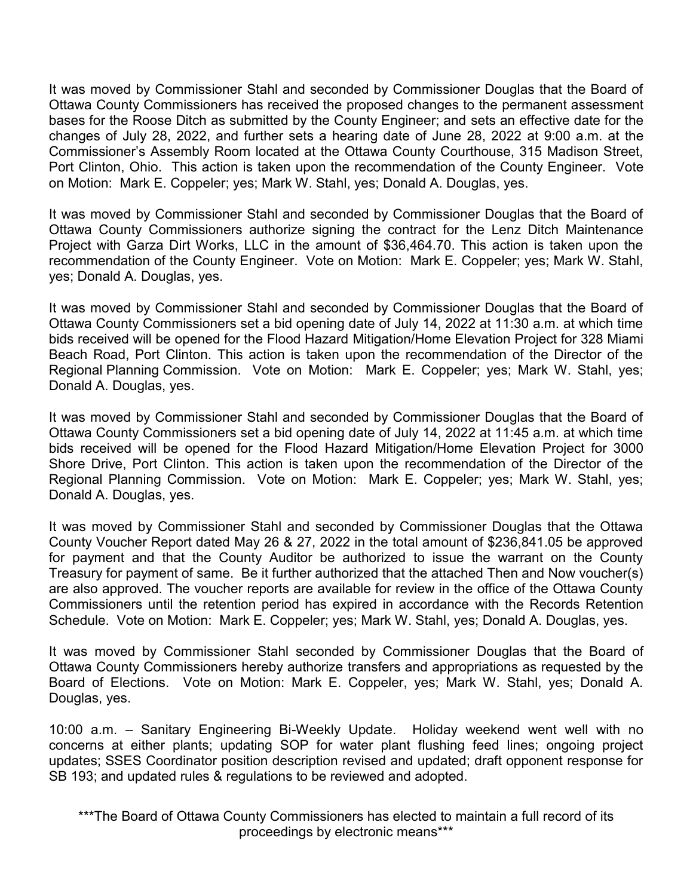It was moved by Commissioner Stahl and seconded by Commissioner Douglas that the Board of Ottawa County Commissioners has received the proposed changes to the permanent assessment bases for the Roose Ditch as submitted by the County Engineer; and sets an effective date for the changes of July 28, 2022, and further sets a hearing date of June 28, 2022 at 9:00 a.m. at the Commissioner's Assembly Room located at the Ottawa County Courthouse, 315 Madison Street, Port Clinton, Ohio. This action is taken upon the recommendation of the County Engineer. Vote on Motion: Mark E. Coppeler; yes; Mark W. Stahl, yes; Donald A. Douglas, yes.

It was moved by Commissioner Stahl and seconded by Commissioner Douglas that the Board of Ottawa County Commissioners authorize signing the contract for the Lenz Ditch Maintenance Project with Garza Dirt Works, LLC in the amount of $36,464.70. This action is taken upon the recommendation of the County Engineer. Vote on Motion: Mark E. Coppeler; yes; Mark W. Stahl, yes; Donald A. Douglas, yes.

It was moved by Commissioner Stahl and seconded by Commissioner Douglas that the Board of Ottawa County Commissioners set a bid opening date of July 14, 2022 at 11:30 a.m. at which time bids received will be opened for the Flood Hazard Mitigation/Home Elevation Project for 328 Miami Beach Road, Port Clinton. This action is taken upon the recommendation of the Director of the Regional Planning Commission. Vote on Motion: Mark E. Coppeler; yes; Mark W. Stahl, yes; Donald A. Douglas, yes.

It was moved by Commissioner Stahl and seconded by Commissioner Douglas that the Board of Ottawa County Commissioners set a bid opening date of July 14, 2022 at 11:45 a.m. at which time bids received will be opened for the Flood Hazard Mitigation/Home Elevation Project for 3000 Shore Drive, Port Clinton. This action is taken upon the recommendation of the Director of the Regional Planning Commission. Vote on Motion: Mark E. Coppeler; yes; Mark W. Stahl, yes; Donald A. Douglas, yes.

It was moved by Commissioner Stahl and seconded by Commissioner Douglas that the Ottawa County Voucher Report dated May 26 & 27, 2022 in the total amount of $236,841.05 be approved for payment and that the County Auditor be authorized to issue the warrant on the County Treasury for payment of same. Be it further authorized that the attached Then and Now voucher(s) are also approved. The voucher reports are available for review in the office of the Ottawa County Commissioners until the retention period has expired in accordance with the Records Retention Schedule. Vote on Motion: Mark E. Coppeler; yes; Mark W. Stahl, yes; Donald A. Douglas, yes.

It was moved by Commissioner Stahl seconded by Commissioner Douglas that the Board of Ottawa County Commissioners hereby authorize transfers and appropriations as requested by the Board of Elections. Vote on Motion: Mark E. Coppeler, yes; Mark W. Stahl, yes; Donald A. Douglas, yes.

10:00 a.m. – Sanitary Engineering Bi-Weekly Update. Holiday weekend went well with no concerns at either plants; updating SOP for water plant flushing feed lines; ongoing project updates; SSES Coordinator position description revised and updated; draft opponent response for SB 193; and updated rules & regulations to be reviewed and adopted.

***The Board of Ottawa County Commissioners has elected to maintain a full record of its proceedings by electronic means***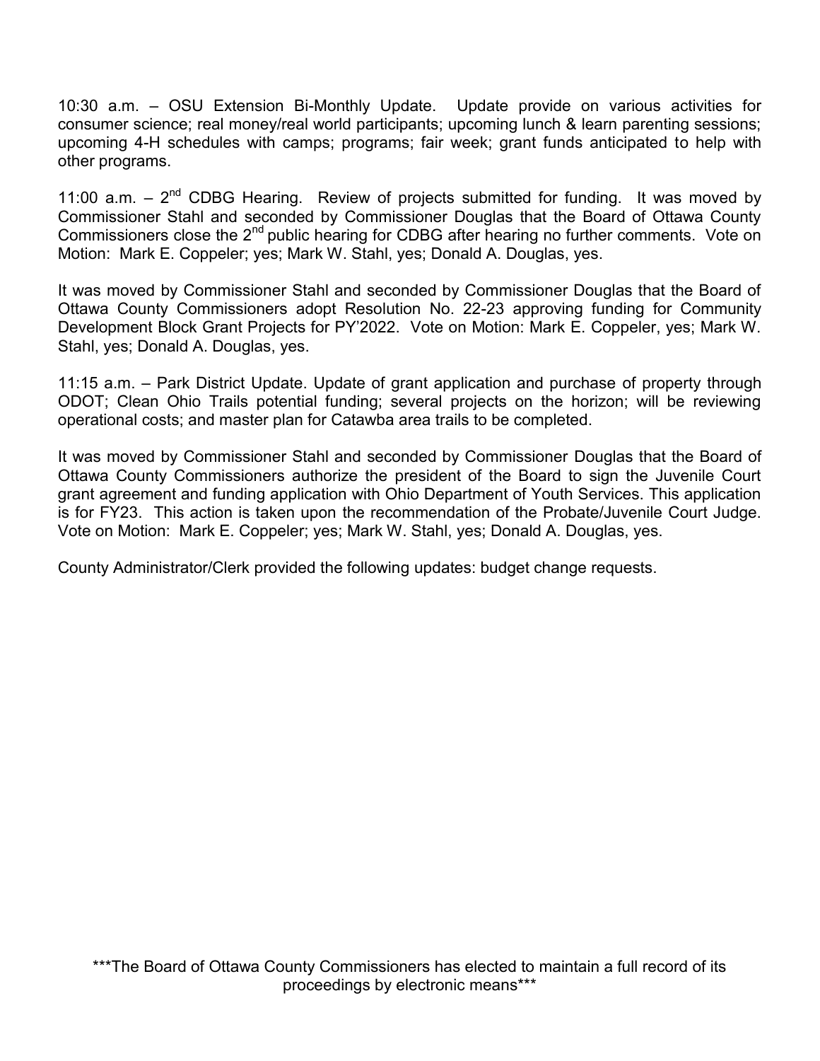10:30 a.m. – OSU Extension Bi-Monthly Update. Update provide on various activities for consumer science; real money/real world participants; upcoming lunch & learn parenting sessions; upcoming 4-H schedules with camps; programs; fair week; grant funds anticipated to help with other programs.

11:00 a.m. – 2nd CDBG Hearing. Review of projects submitted for funding. It was moved by Commissioner Stahl and seconded by Commissioner Douglas that the Board of Ottawa County Commissioners close the 2nd public hearing for CDBG after hearing no further comments. Vote on Motion: Mark E. Coppeler; yes; Mark W. Stahl, yes; Donald A. Douglas, yes.

It was moved by Commissioner Stahl and seconded by Commissioner Douglas that the Board of Ottawa County Commissioners adopt Resolution No. 22-23 approving funding for Community Development Block Grant Projects for PY'2022. Vote on Motion: Mark E. Coppeler, yes; Mark W. Stahl, yes; Donald A. Douglas, yes.

11:15 a.m. – Park District Update. Update of grant application and purchase of property through ODOT; Clean Ohio Trails potential funding; several projects on the horizon; will be reviewing operational costs; and master plan for Catawba area trails to be completed.

It was moved by Commissioner Stahl and seconded by Commissioner Douglas that the Board of Ottawa County Commissioners authorize the president of the Board to sign the Juvenile Court grant agreement and funding application with Ohio Department of Youth Services. This application is for FY23. This action is taken upon the recommendation of the Probate/Juvenile Court Judge. Vote on Motion: Mark E. Coppeler; yes; Mark W. Stahl, yes; Donald A. Douglas, yes.

County Administrator/Clerk provided the following updates: budget change requests.

***The Board of Ottawa County Commissioners has elected to maintain a full record of its proceedings by electronic means***